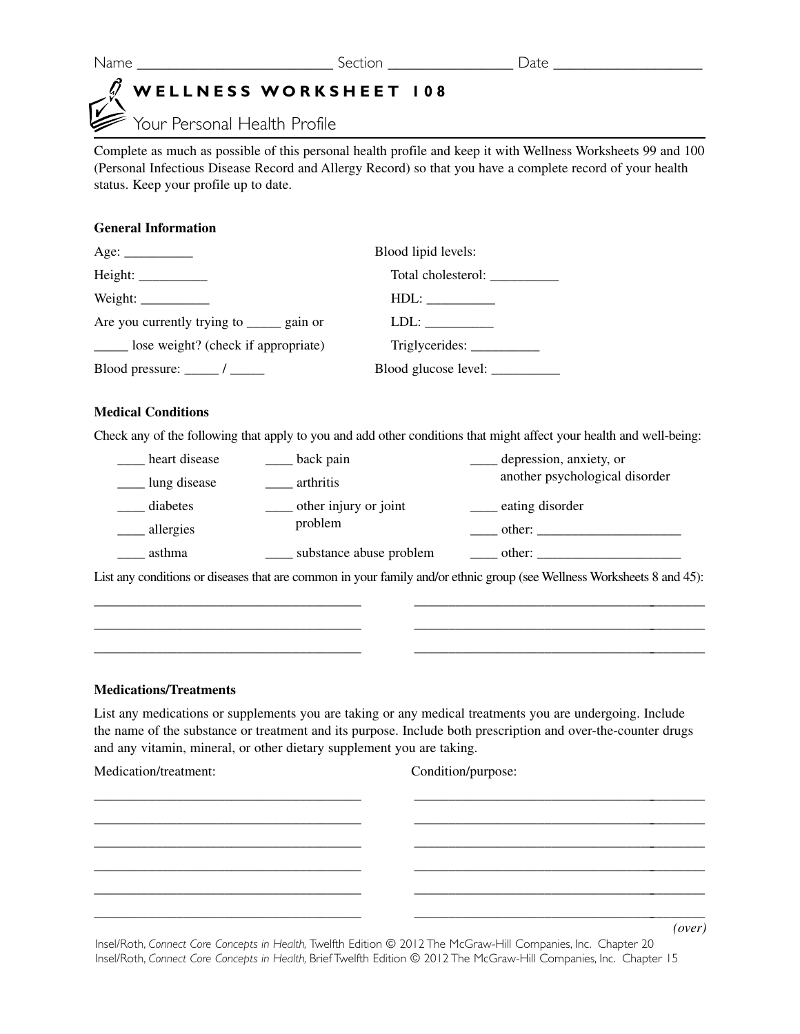Name ______________________ Section ______________ Date ________________

# WELLNESS WORKSHEET 108

## Your Personal Health Profile

Complete as much as possible of this personal health profile and keep it with Wellness Worksheets 99 and 100 (Personal Infectious Disease Record and Allergy Record) so that you have a complete record of your health status. Keep your profile up to date.

### General Information

Age: __________

Height: __________

Weight: __________

Are you currently trying to _____ gain or _____ lose weight? (check if appropriate)

Blood pressure: _____ / _____

Blood lipid levels:

- Total cholesterol: __________
- HDL: __________
- LDL: __________
- Triglycerides: __________

Blood glucose level: __________

### Medical Conditions

Check any of the following that apply to you and add other conditions that might affect your health and well-being:

____ heart disease

____ lung disease

____ diabetes

____ allergies

____ asthma

____ back pain

____ arthritis

____ other injury or joint problem

____ substance abuse problem

____ depression, anxiety, or another psychological disorder

____ eating disorder

____ other: ____________________

____ other: ____________________

List any conditions or diseases that are common in your family and/or ethnic group (see Wellness Worksheets 8 and 45):

___________________________________ ___________________________________

___________________________________ ___________________________________

___________________________________ ___________________________________

### Medications/Treatments

List any medications or supplements you are taking or any medical treatments you are undergoing. Include the name of the substance or treatment and its purpose. Include both prescription and over-the-counter drugs and any vitamin, mineral, or other dietary supplement you are taking.

| Medication/treatment: | Condition/purpose: |
|---|---|
| ___________________________________ | ___________________________________ |
| ___________________________________ | ___________________________________ |
| ___________________________________ | ___________________________________ |
| ___________________________________ | ___________________________________ |
| ___________________________________ | ___________________________________ |
| ___________________________________ | ___________________________________ |

*(over)*

Insel/Roth, *Connect Core Concepts in Health,* Twelfth Edition © 2012 The McGraw-Hill Companies, Inc. Chapter 20
Insel/Roth, *Connect Core Concepts in Health,* Brief Twelfth Edition © 2012 The McGraw-Hill Companies, Inc. Chapter 15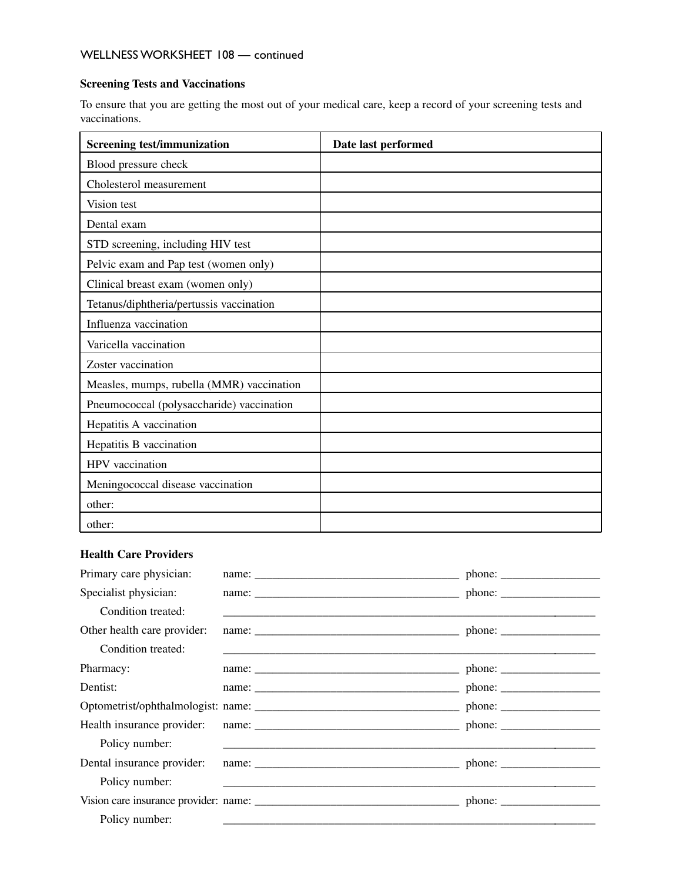WELLNESS WORKSHEET 108 — continued

### Screening Tests and Vaccinations

To ensure that you are getting the most out of your medical care, keep a record of your screening tests and vaccinations.

| Screening test/immunization | Date last performed |
|---|---|
| Blood pressure check | |
| Cholesterol measurement | |
| Vision test | |
| Dental exam | |
| STD screening, including HIV test | |
| Pelvic exam and Pap test (women only) | |
| Clinical breast exam (women only) | |
| Tetanus/diphtheria/pertussis vaccination | |
| Influenza vaccination | |
| Varicella vaccination | |
| Zoster vaccination | |
| Measles, mumps, rubella (MMR) vaccination | |
| Pneumococcal (polysaccharide) vaccination | |
| Hepatitis A vaccination | |
| Hepatitis B vaccination | |
| HPV vaccination | |
| Meningococcal disease vaccination | |
| other: | |
| other: | |

### Health Care Providers

Primary care physician: name: ____________________________________ phone: _________________

Specialist physician: name: ____________________________________ phone: _________________

Condition treated: ________________________________________________________________________

Other health care provider: name: ____________________________________ phone: _________________

Condition treated: ________________________________________________________________________

Pharmacy: name: ____________________________________ phone: _________________

Dentist: name: ____________________________________ phone: _________________

Optometrist/ophthalmologist: name: ____________________________________ phone: _________________

Health insurance provider: name: ____________________________________ phone: _________________

Policy number: ________________________________________________________________________

Dental insurance provider: name: ____________________________________ phone: _________________

Policy number: ________________________________________________________________________

Vision care insurance provider: name: ____________________________________ phone: _________________

Policy number: ________________________________________________________________________